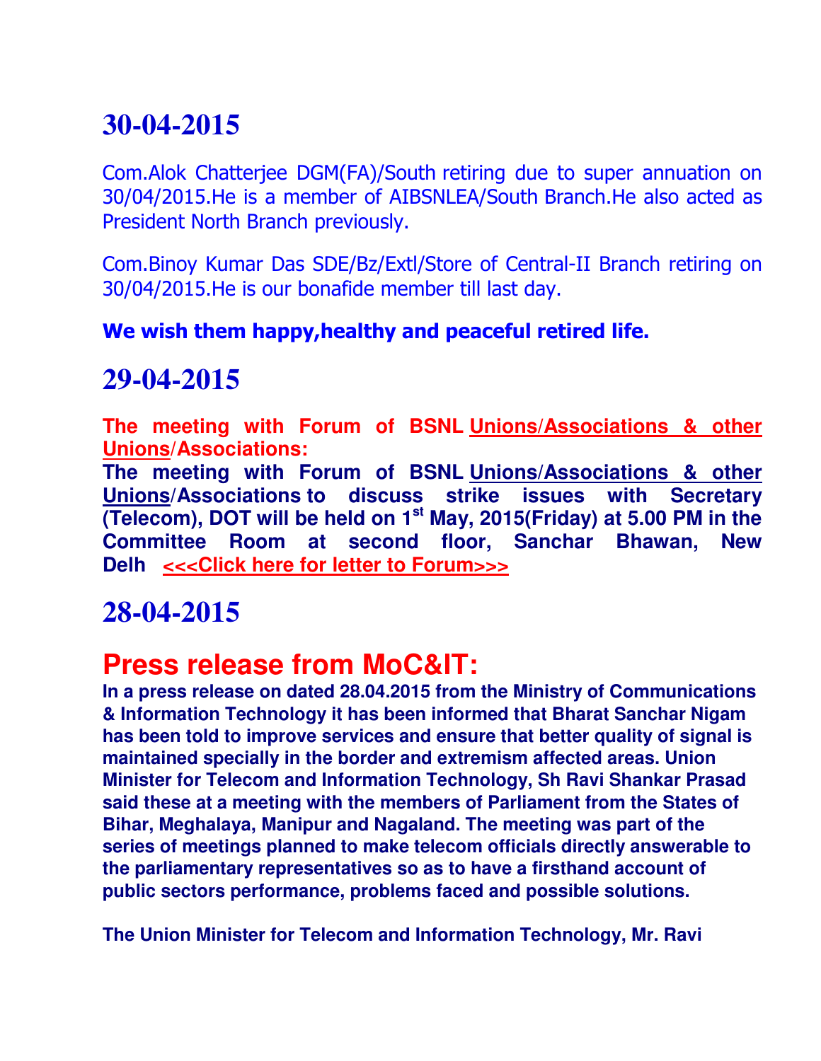# 30-04-2015

Com.Alok Chatterjee DGM(FA)/South retiring due to super annuation on 30/04/2015.He is a member of AIBSNLEA/South Branch.He also acted as President North Branch previously.

Com.Binoy Kumar Das SDE/Bz/Extl/Store of Central-II Branch retiring on 30/04/2015.He is our bonafide member till last day.

**We wish them happy,healthy and peaceful retired life.**

# 29-04-2015

**The meeting with Forum of BSNL Unions/Associations & other Unions/Associations:**

**The meeting with Forum of BSNL Unions/Associations & other Unions/Associations to discuss strike issues with Secretary (Telecom), DOT will be held on 1st May, 2015(Friday) at 5.00 PM in the Committee Room at second floor, Sanchar Bhawan, New Delh <<<Click here for letter to Forum>>>**

# 28-04-2015

## Press release from MoC&IT:

**In a press release on dated 28.04.2015 from the Ministry of Communications & Information Technology it has been informed that Bharat Sanchar Nigam has been told to improve services and ensure that better quality of signal is maintained specially in the border and extremism affected areas. Union Minister for Telecom and Information Technology, Sh Ravi Shankar Prasad said these at a meeting with the members of Parliament from the States of Bihar, Meghalaya, Manipur and Nagaland. The meeting was part of the series of meetings planned to make telecom officials directly answerable to the parliamentary representatives so as to have a firsthand account of public sectors performance, problems faced and possible solutions.**

**The Union Minister for Telecom and Information Technology, Mr. Ravi**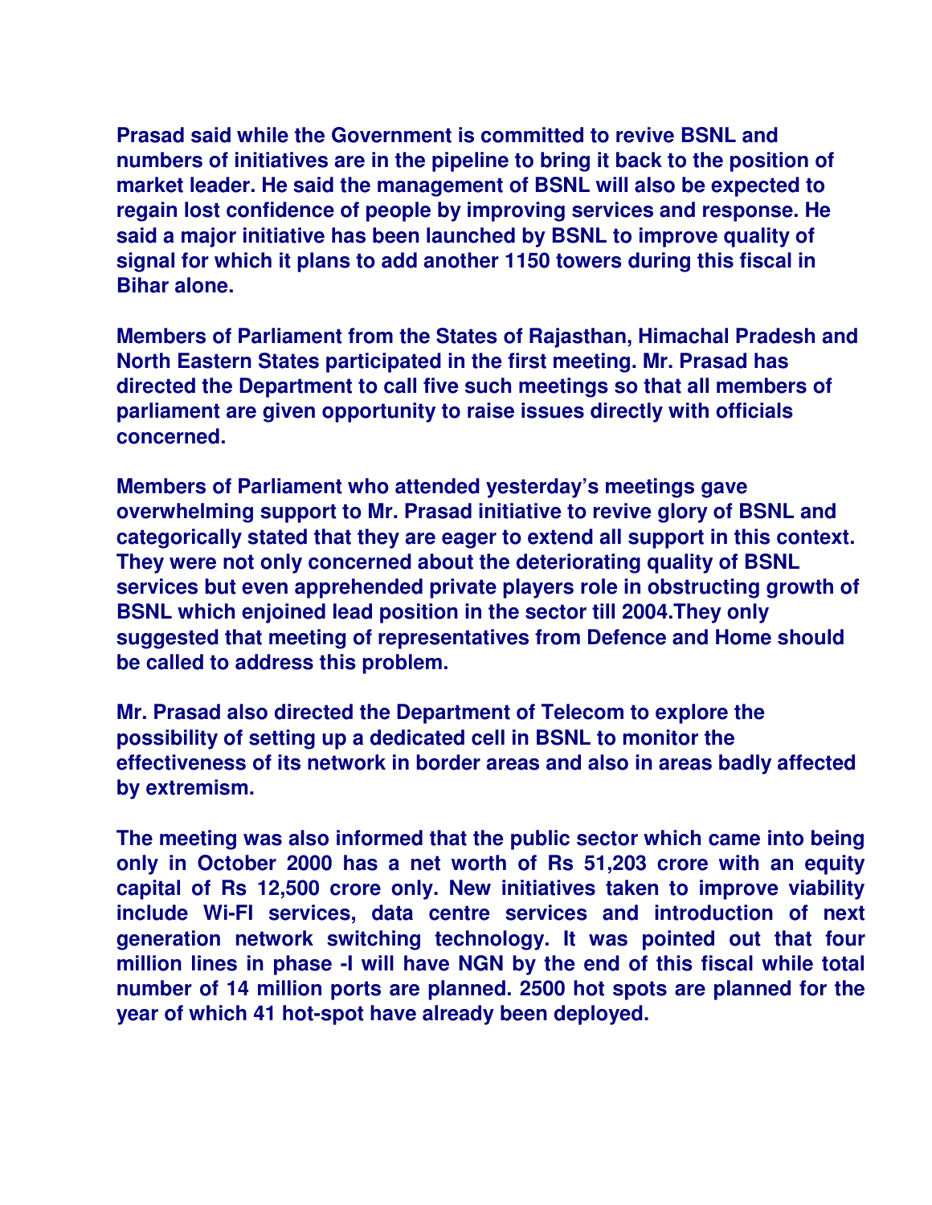**Prasad said while the Government is committed to revive BSNL and numbers of initiatives are in the pipeline to bring it back to the position of market leader. He said the management of BSNL will also be expected to regain lost confidence of people by improving services and response. He said a major initiative has been launched by BSNL to improve quality of signal for which it plans to add another 1150 towers during this fiscal in Bihar alone.**

**Members of Parliament from the States of Rajasthan, Himachal Pradesh and North Eastern States participated in the first meeting. Mr. Prasad has directed the Department to call five such meetings so that all members of parliament are given opportunity to raise issues directly with officials concerned.**

**Members of Parliament who attended yesterday's meetings gave overwhelming support to Mr. Prasad initiative to revive glory of BSNL and categorically stated that they are eager to extend all support in this context. They were not only concerned about the deteriorating quality of BSNL services but even apprehended private players role in obstructing growth of BSNL which enjoined lead position in the sector till 2004.They only suggested that meeting of representatives from Defence and Home should be called to address this problem.**

**Mr. Prasad also directed the Department of Telecom to explore the possibility of setting up a dedicated cell in BSNL to monitor the effectiveness of its network in border areas and also in areas badly affected by extremism.**

**The meeting was also informed that the public sector which came into being only in October 2000 has a net worth of Rs 51,203 crore with an equity capital of Rs 12,500 crore only. New initiatives taken to improve viability include Wi-FI services, data centre services and introduction of next generation network switching technology. It was pointed out that four million lines in phase -I will have NGN by the end of this fiscal while total number of 14 million ports are planned. 2500 hot spots are planned for the year of which 41 hot-spot have already been deployed.**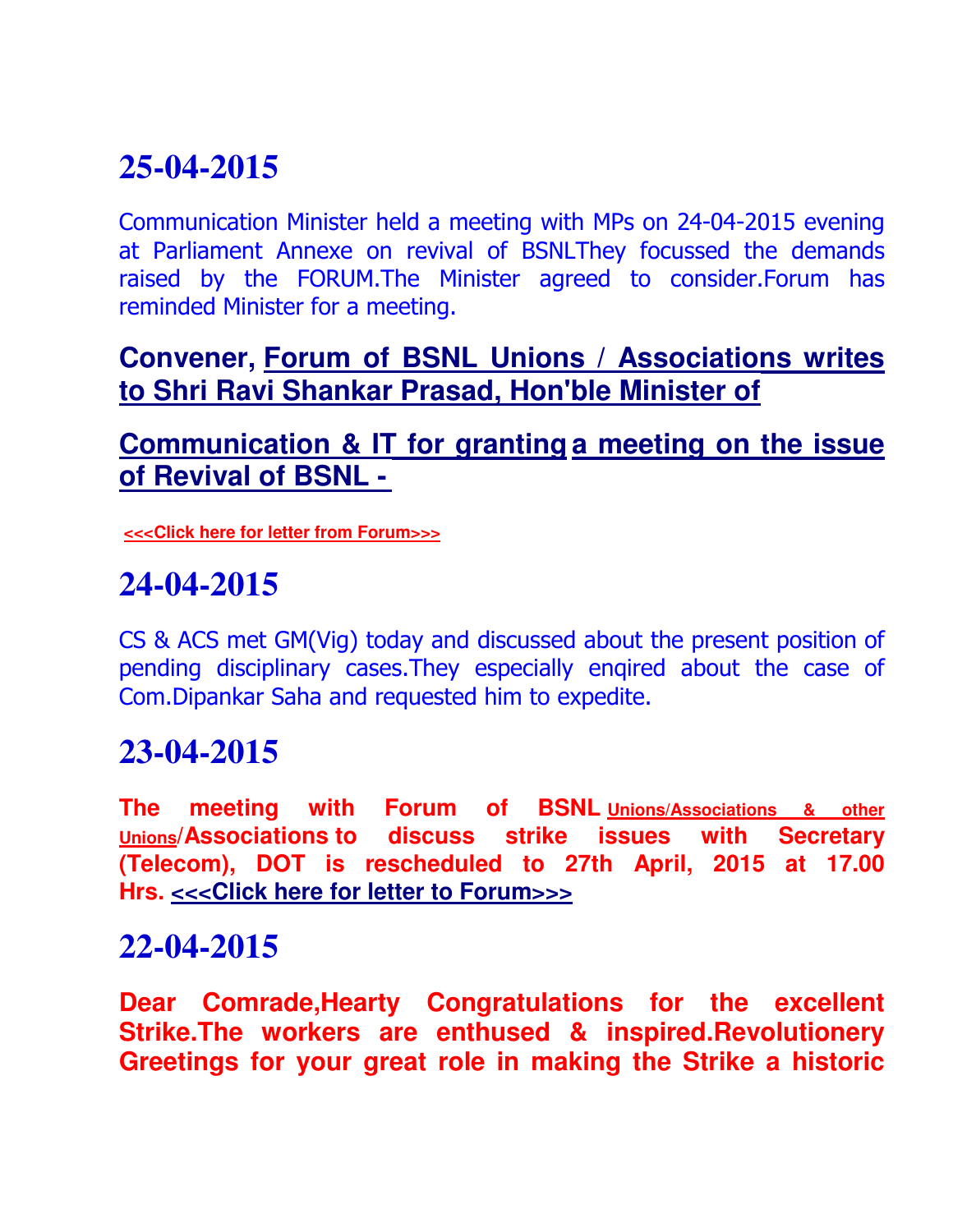## 25-04-2015

Communication Minister held a meeting with MPs on 24-04-2015 evening at Parliament Annexe on revival of BSNLThey focussed the demands raised by the FORUM.The Minister agreed to consider.Forum has reminded Minister for a meeting.

### Convener, Forum of BSNL Unions / Associations writes to Shri Ravi Shankar Prasad, Hon'ble Minister of

### Communication & IT for granting a meeting on the issue of Revival of BSNL -

**<<<Click here for letter from Forum>>>**

## 24-04-2015

CS & ACS met GM(Vig) today and discussed about the present position of pending disciplinary cases.They especially enqired about the case of Com.Dipankar Saha and requested him to expedite.

## 23-04-2015

**The meeting with Forum of BSNL Unions/Associations & other Unions/Associations to discuss strike issues with Secretary (Telecom), DOT is rescheduled to 27th April, 2015 at 17.00 Hrs. <<<Click here for letter to Forum>>>**

## 22-04-2015

**Dear Comrade,Hearty Congratulations for the excellent Strike.The workers are enthused & inspired.Revolutionery Greetings for your great role in making the Strike a historic**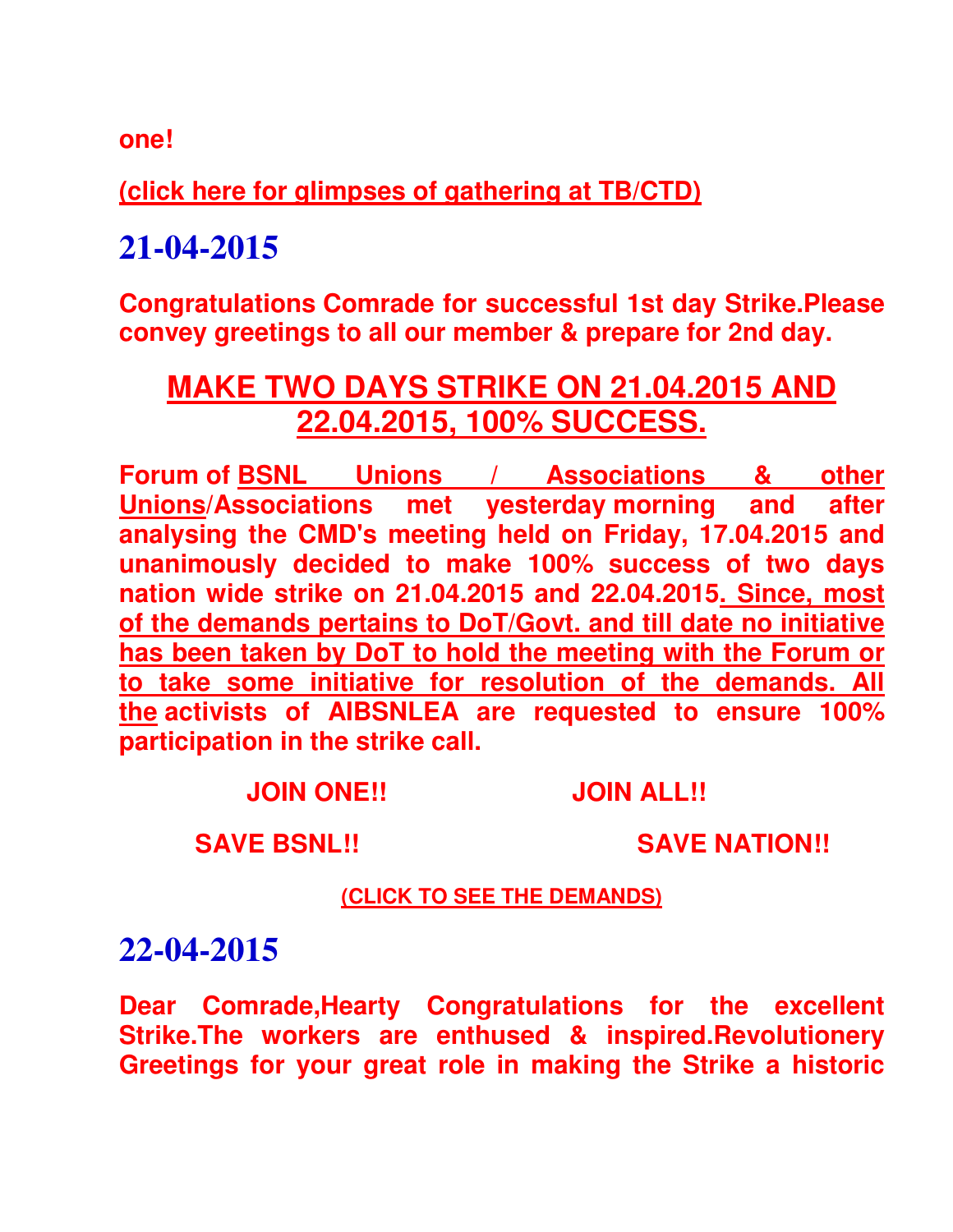**one!**

**(click here for glimpses of gathering at TB/CTD)**

## 21-04-2015

**Congratulations Comrade for successful 1st day Strike.Please convey greetings to all our member & prepare for 2nd day.**

## MAKE TWO DAYS STRIKE ON 21.04.2015 AND 22.04.2015, 100% SUCCESS.

**Forum of BSNL Unions / Associations & other Unions/Associations met yesterday morning and after analysing the CMD's meeting held on Friday, 17.04.2015 and unanimously decided to make 100% success of two days nation wide strike on 21.04.2015 and 22.04.2015. Since, most of the demands pertains to DoT/Govt. and till date no initiative has been taken by DoT to hold the meeting with the Forum or to take some initiative for resolution of the demands. All the activists of AIBSNLEA are requested to ensure 100% participation in the strike call.**

**JOIN ONE!! JOIN ALL!!**

**SAVE BSNL!! SAVE NATION!!**

**(CLICK TO SEE THE DEMANDS)**

## 22-04-2015

**Dear Comrade,Hearty Congratulations for the excellent Strike.The workers are enthused & inspired.Revolutionery Greetings for your great role in making the Strike a historic**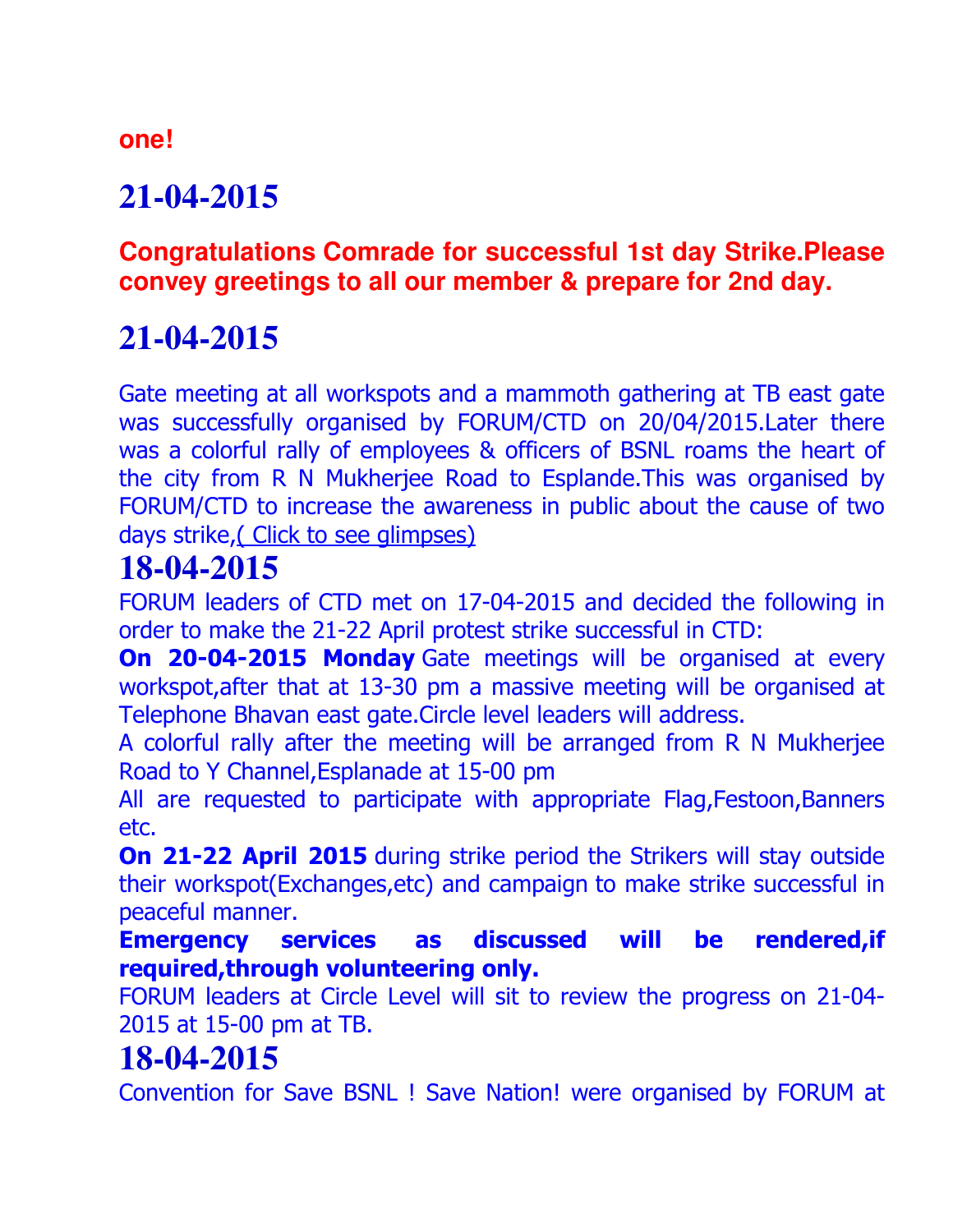**one!**

## 21-04-2015

**Congratulations Comrade for successful 1st day Strike.Please convey greetings to all our member & prepare for 2nd day.**

## 21-04-2015

Gate meeting at all workspots and a mammoth gathering at TB east gate was successfully organised by FORUM/CTD on 20/04/2015.Later there was a colorful rally of employees & officers of BSNL roams the heart of the city from R N Mukherjee Road to Esplande.This was organised by FORUM/CTD to increase the awareness in public about the cause of two days strike,( Click to see glimpses)

## 18-04-2015

FORUM leaders of CTD met on 17-04-2015 and decided the following in order to make the 21-22 April protest strike successful in CTD:

**On 20-04-2015 Monday** Gate meetings will be organised at every workspot,after that at 13-30 pm a massive meeting will be organised at Telephone Bhavan east gate.Circle level leaders will address.

A colorful rally after the meeting will be arranged from R N Mukherjee Road to Y Channel,Esplanade at 15-00 pm

All are requested to participate with appropriate Flag,Festoon,Banners etc.

**On 21-22 April 2015** during strike period the Strikers will stay outside their workspot(Exchanges,etc) and campaign to make strike successful in peaceful manner.

**Emergency services as discussed will be rendered,if required,through volunteering only.**

FORUM leaders at Circle Level will sit to review the progress on 21-04-2015 at 15-00 pm at TB.

## 18-04-2015

Convention for Save BSNL ! Save Nation! were organised by FORUM at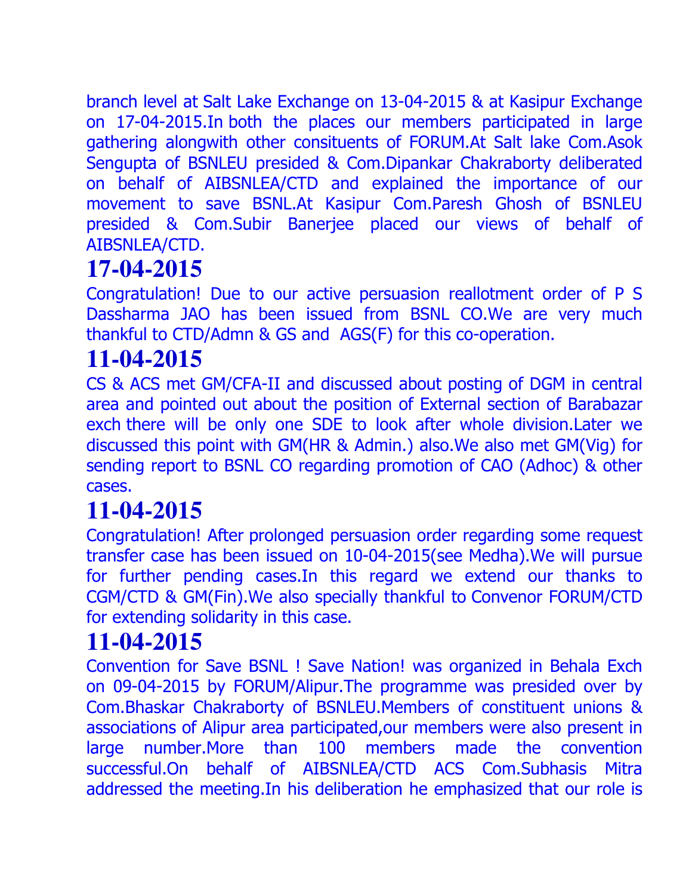branch level at Salt Lake Exchange on 13-04-2015 & at Kasipur Exchange on 17-04-2015.In both the places our members participated in large gathering alongwith other consituents of FORUM.At Salt lake Com.Asok Sengupta of BSNLEU presided & Com.Dipankar Chakraborty deliberated on behalf of AIBSNLEA/CTD and explained the importance of our movement to save BSNL.At Kasipur Com.Paresh Ghosh of BSNLEU presided & Com.Subir Banerjee placed our views of behalf of AIBSNLEA/CTD.

## 17-04-2015

Congratulation! Due to our active persuasion reallotment order of P S Dassharma JAO has been issued from BSNL CO.We are very much thankful to CTD/Admn & GS and AGS(F) for this co-operation.

## 11-04-2015

CS & ACS met GM/CFA-II and discussed about posting of DGM in central area and pointed out about the position of External section of Barabazar exch there will be only one SDE to look after whole division.Later we discussed this point with GM(HR & Admin.) also.We also met GM(Vig) for sending report to BSNL CO regarding promotion of CAO (Adhoc) & other cases.

## 11-04-2015

Congratulation! After prolonged persuasion order regarding some request transfer case has been issued on 10-04-2015(see Medha).We will pursue for further pending cases.In this regard we extend our thanks to CGM/CTD & GM(Fin).We also specially thankful to Convenor FORUM/CTD for extending solidarity in this case.

## 11-04-2015

Convention for Save BSNL ! Save Nation! was organized in Behala Exch on 09-04-2015 by FORUM/Alipur.The programme was presided over by Com.Bhaskar Chakraborty of BSNLEU.Members of constituent unions & associations of Alipur area participated,our members were also present in large number.More than 100 members made the convention successful.On behalf of AIBSNLEA/CTD ACS Com.Subhasis Mitra addressed the meeting.In his deliberation he emphasized that our role is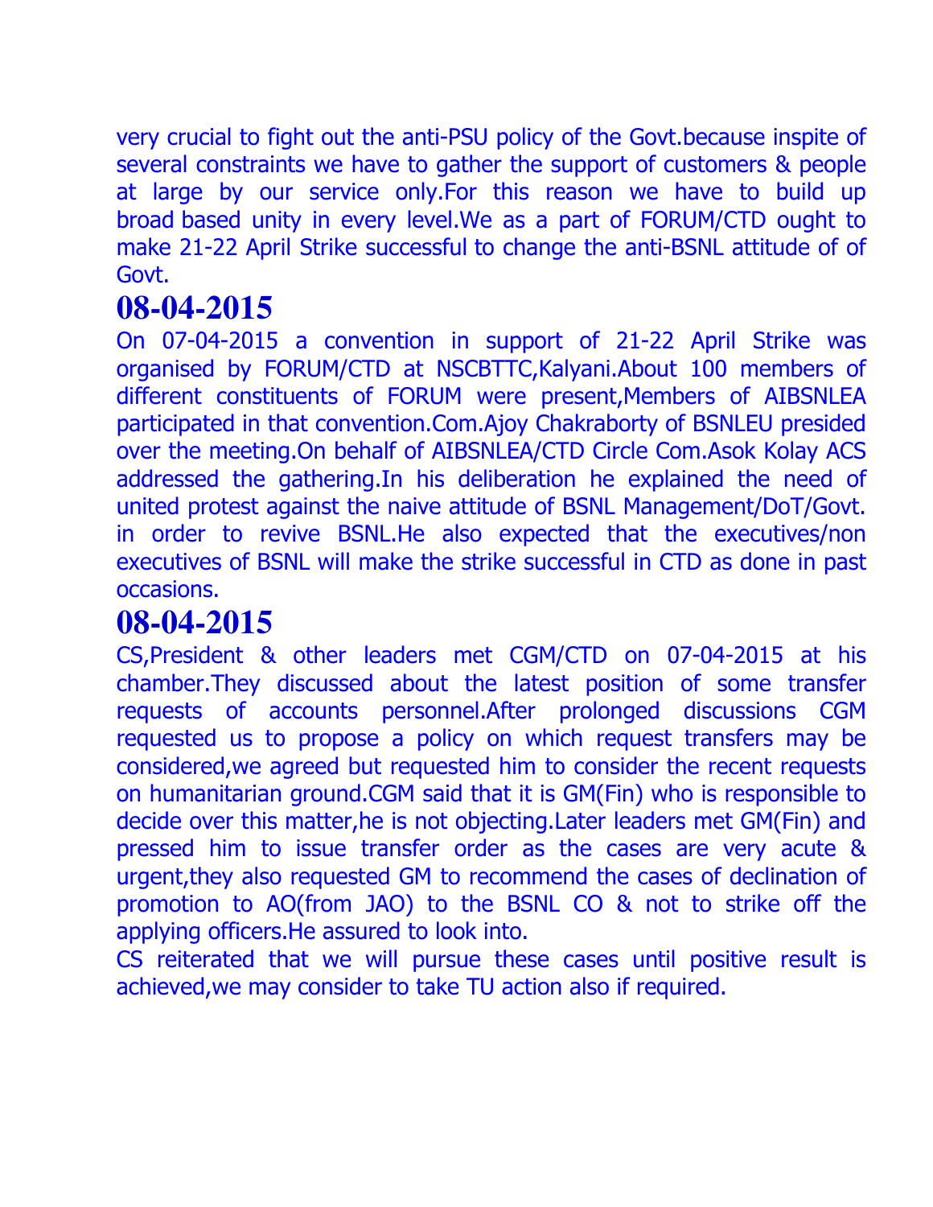very crucial to fight out the anti-PSU policy of the Govt.because inspite of several constraints we have to gather the support of customers & people at large by our service only.For this reason we have to build up broad based unity in every level.We as a part of FORUM/CTD ought to make 21-22 April Strike successful to change the anti-BSNL attitude of of Govt.

## 08-04-2015

On 07-04-2015 a convention in support of 21-22 April Strike was organised by FORUM/CTD at NSCBTTC,Kalyani.About 100 members of different constituents of FORUM were present,Members of AIBSNLEA participated in that convention.Com.Ajoy Chakraborty of BSNLEU presided over the meeting.On behalf of AIBSNLEA/CTD Circle Com.Asok Kolay ACS addressed the gathering.In his deliberation he explained the need of united protest against the naive attitude of BSNL Management/DoT/Govt. in order to revive BSNL.He also expected that the executives/non executives of BSNL will make the strike successful in CTD as done in past occasions.

## 08-04-2015

CS,President & other leaders met CGM/CTD on 07-04-2015 at his chamber.They discussed about the latest position of some transfer requests of accounts personnel.After prolonged discussions CGM requested us to propose a policy on which request transfers may be considered,we agreed but requested him to consider the recent requests on humanitarian ground.CGM said that it is GM(Fin) who is responsible to decide over this matter,he is not objecting.Later leaders met GM(Fin) and pressed him to issue transfer order as the cases are very acute & urgent,they also requested GM to recommend the cases of declination of promotion to AO(from JAO) to the BSNL CO & not to strike off the applying officers.He assured to look into.

CS reiterated that we will pursue these cases until positive result is achieved,we may consider to take TU action also if required.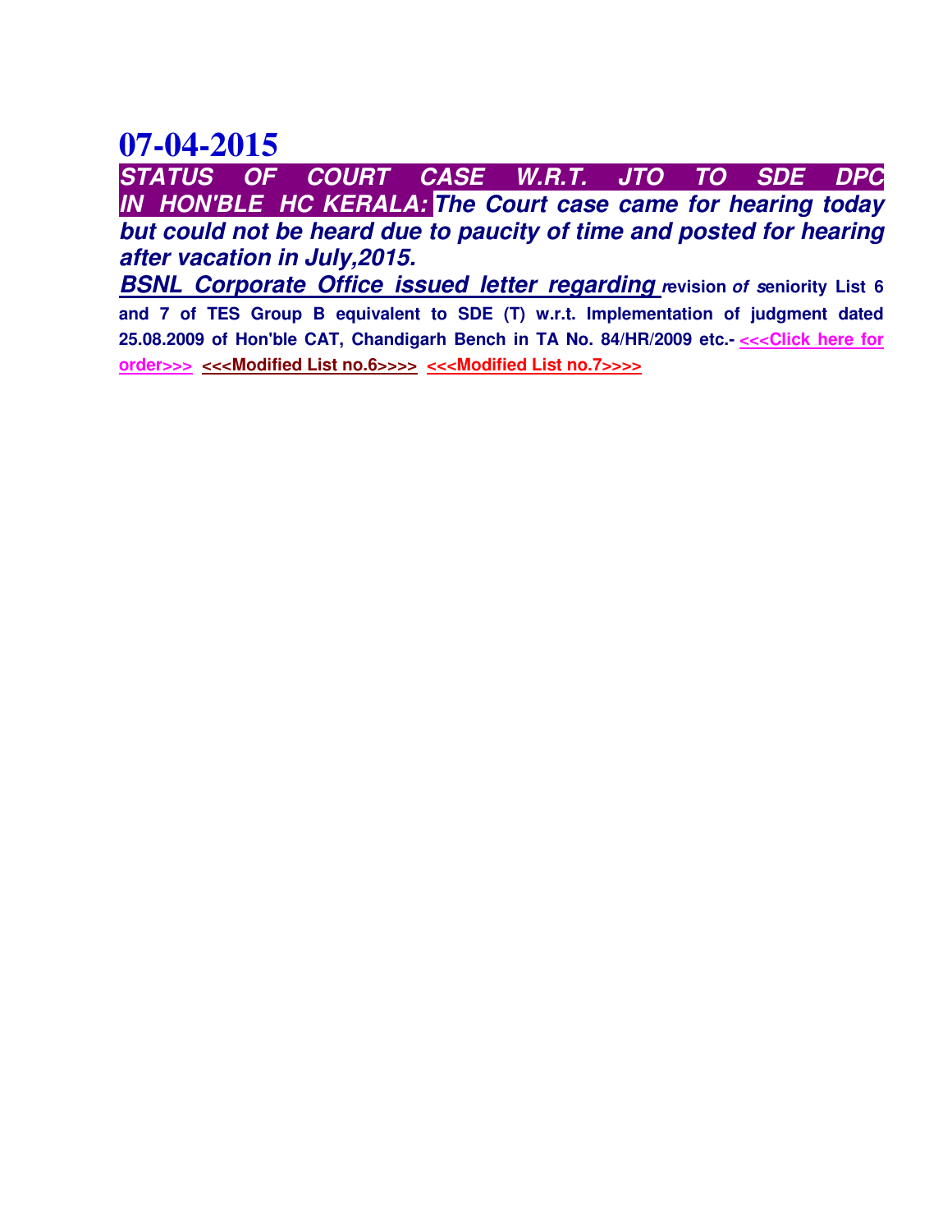# 07-04-2015

***STATUS OF COURT CASE W.R.T. JTO TO SDE DPC IN HON'BLE HC KERALA:*** ***The Court case came for hearing today but could not be heard due to paucity of time and posted for hearing after vacation in July,2015.***

***BSNL Corporate Office issued letter regarding*** **revision *of* seniority List 6 and 7 of TES Group B equivalent to SDE (T) w.r.t. Implementation of judgment dated 25.08.2009 of Hon'ble CAT, Chandigarh Bench in TA No. 84/HR/2009 etc.- <<<Click here for order>>> <<<Modified List no.6>>>> <<<Modified List no.7>>>>**